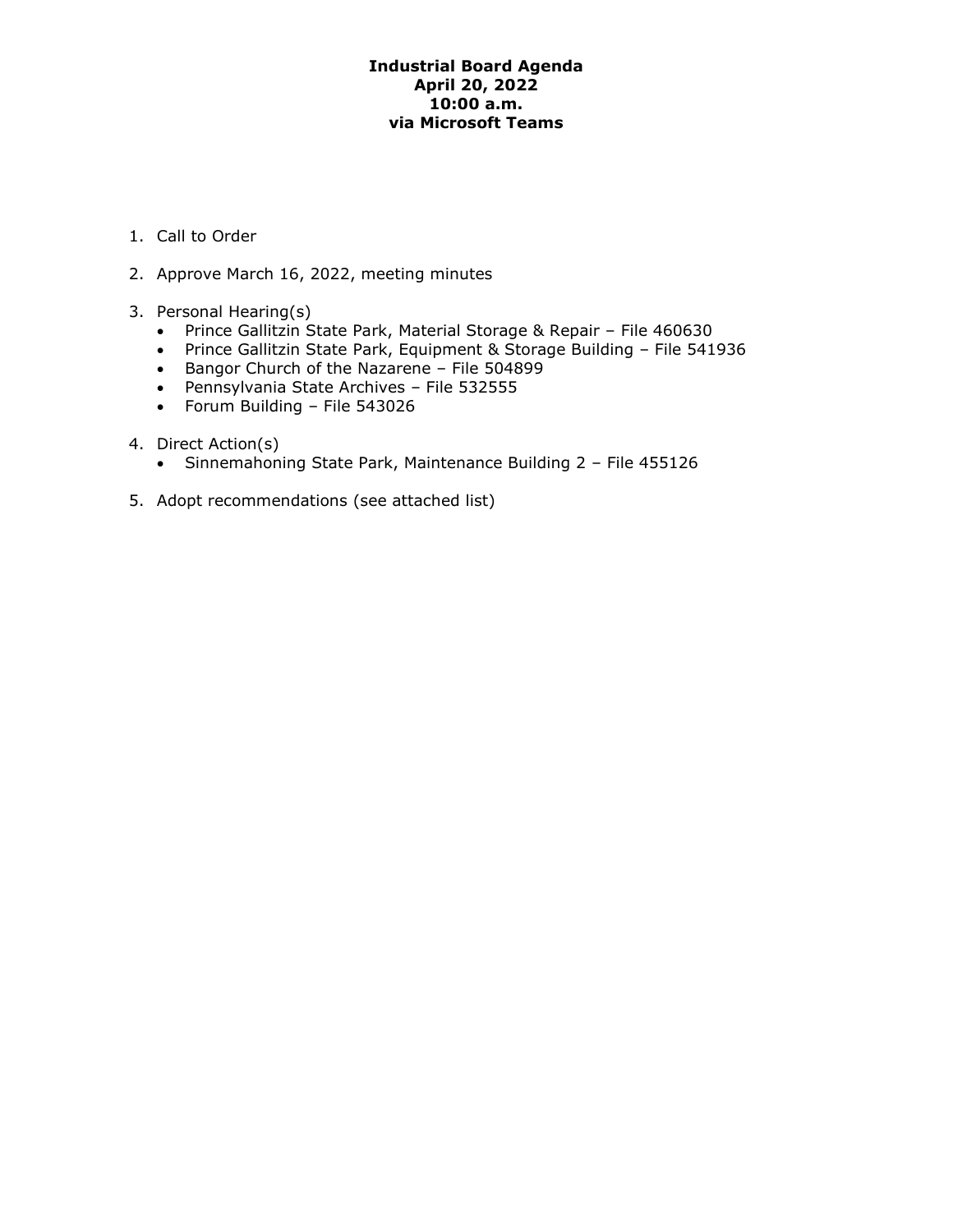# Industrial Board Agenda
**April 20, 2022**
**10:00 a.m.**
**via Microsoft Teams**

1. Call to Order

2. Approve March 16, 2022, meeting minutes

3. Personal Hearing(s)
   - Prince Gallitzin State Park, Material Storage & Repair – File 460630
   - Prince Gallitzin State Park, Equipment & Storage Building – File 541936
   - Bangor Church of the Nazarene – File 504899
   - Pennsylvania State Archives – File 532555
   - Forum Building – File 543026

4. Direct Action(s)
   - Sinnemahoning State Park, Maintenance Building 2 – File 455126

5. Adopt recommendations (see attached list)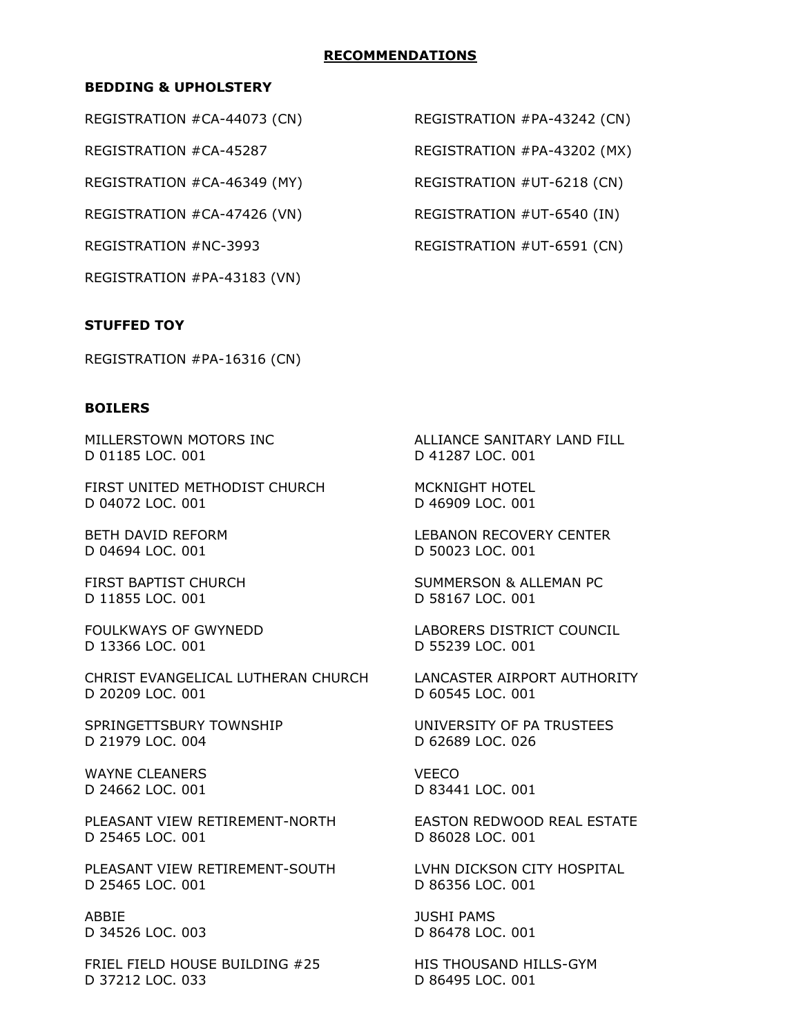## RECOMMENDATIONS

### BEDDING & UPHOLSTERY

REGISTRATION #CA-44073 (CN)

REGISTRATION #CA-45287

REGISTRATION #CA-46349 (MY)

REGISTRATION #CA-47426 (VN)

REGISTRATION #NC-3993

REGISTRATION #PA-43183 (VN)

REGISTRATION #PA-43242 (CN)

REGISTRATION #PA-43202 (MX)

REGISTRATION #UT-6218 (CN)

REGISTRATION #UT-6540 (IN)

REGISTRATION #UT-6591 (CN)

### STUFFED TOY

REGISTRATION #PA-16316 (CN)

### BOILERS

MILLERSTOWN MOTORS INC
D 01185 LOC. 001

FIRST UNITED METHODIST CHURCH
D 04072 LOC. 001

BETH DAVID REFORM
D 04694 LOC. 001

FIRST BAPTIST CHURCH
D 11855 LOC. 001

FOULKWAYS OF GWYNEDD
D 13366 LOC. 001

CHRIST EVANGELICAL LUTHERAN CHURCH
D 20209 LOC. 001

SPRINGETTSBURY TOWNSHIP
D 21979 LOC. 004

WAYNE CLEANERS
D 24662 LOC. 001

PLEASANT VIEW RETIREMENT-NORTH
D 25465 LOC. 001

PLEASANT VIEW RETIREMENT-SOUTH
D 25465 LOC. 001

ABBIE
D 34526 LOC. 003

FRIEL FIELD HOUSE BUILDING #25
D 37212 LOC. 033

ALLIANCE SANITARY LAND FILL
D 41287 LOC. 001

MCKNIGHT HOTEL
D 46909 LOC. 001

LEBANON RECOVERY CENTER
D 50023 LOC. 001

SUMMERSON & ALLEMAN PC
D 58167 LOC. 001

LABORERS DISTRICT COUNCIL
D 55239 LOC. 001

LANCASTER AIRPORT AUTHORITY
D 60545 LOC. 001

UNIVERSITY OF PA TRUSTEES
D 62689 LOC. 026

VEECO
D 83441 LOC. 001

EASTON REDWOOD REAL ESTATE
D 86028 LOC. 001

LVHN DICKSON CITY HOSPITAL
D 86356 LOC. 001

JUSHI PAMS
D 86478 LOC. 001

HIS THOUSAND HILLS-GYM
D 86495 LOC. 001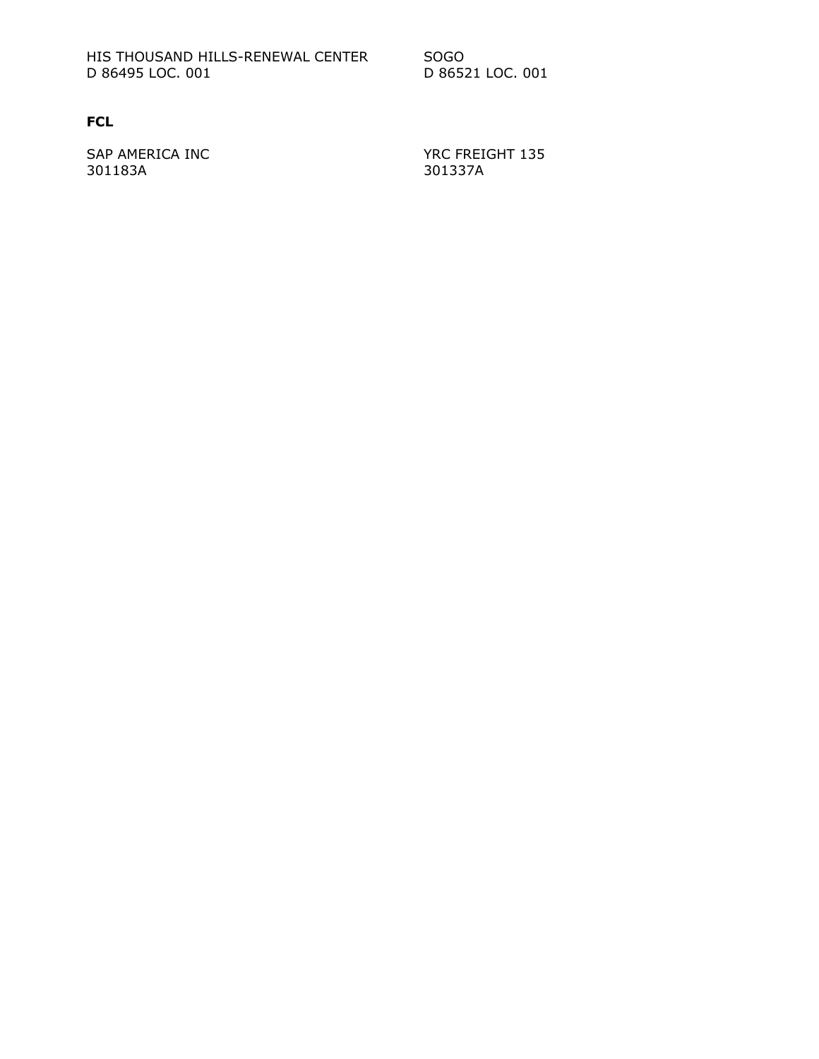HIS THOUSAND HILLS-RENEWAL CENTER
D 86495 LOC. 001

SOGO
D 86521 LOC. 001

**FCL**

SAP AMERICA INC
301183A

YRC FREIGHT 135
301337A